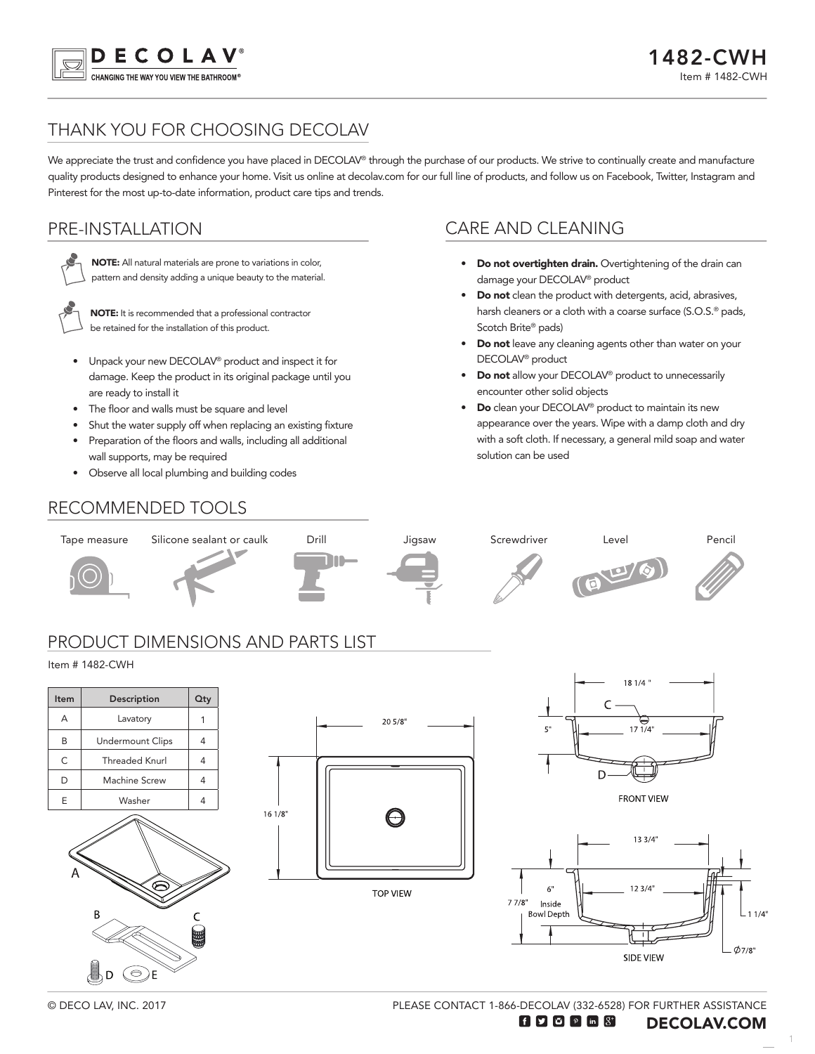DECOLAV®
CHANGING THE WAY YOU VIEW THE BATHROOM®

# 1482-CWH

Item # 1482-CWH

## THANK YOU FOR CHOOSING DECOLAV

We appreciate the trust and confidence you have placed in DECOLAV® through the purchase of our products. We strive to continually create and manufacture quality products designed to enhance your home. Visit us online at decolav.com for our full line of products, and follow us on Facebook, Twitter, Instagram and Pinterest for the most up-to-date information, product care tips and trends.

## PRE-INSTALLATION

**NOTE:** All natural materials are prone to variations in color, pattern and density adding a unique beauty to the material.

**NOTE:** It is recommended that a professional contractor be retained for the installation of this product.

- Unpack your new DECOLAV® product and inspect it for damage. Keep the product in its original package until you are ready to install it
- The floor and walls must be square and level
- Shut the water supply off when replacing an existing fixture
- Preparation of the floors and walls, including all additional wall supports, may be required
- Observe all local plumbing and building codes

## CARE AND CLEANING

- **Do not overtighten drain.** Overtightening of the drain can damage your DECOLAV® product
- **Do not** clean the product with detergents, acid, abrasives, harsh cleaners or a cloth with a coarse surface (S.O.S.® pads, Scotch Brite® pads)
- **Do not** leave any cleaning agents other than water on your DECOLAV® product
- **Do not** allow your DECOLAV® product to unnecessarily encounter other solid objects
- **Do** clean your DECOLAV® product to maintain its new appearance over the years. Wipe with a damp cloth and dry with a soft cloth. If necessary, a general mild soap and water solution can be used

## RECOMMENDED TOOLS

Tape measure, Silicone sealant or caulk, Drill, Jigsaw, Screwdriver, Level, Pencil

## PRODUCT DIMENSIONS AND PARTS LIST

Item # 1482-CWH

| Item | Description | Qty |
|---|---|---|
| A | Lavatory | 1 |
| B | Undermount Clips | 4 |
| C | Threaded Knurl | 4 |
| D | Machine Screw | 4 |
| E | Washer | 4 |

TOP VIEW: 20 5/8" ; 16 1/8"

FRONT VIEW: 18 1/4" ; 17 1/4" ; 5" ; C ; D

SIDE VIEW: 13 3/4" ; 12 3/4" ; 6" Inside Bowl Depth ; 7 7/8" ; 1 1/4" ; Ø7/8"

© DECO LAV, INC. 2017

PLEASE CONTACT 1-866-DECOLAV (332-6528) FOR FURTHER ASSISTANCE

DECOLAV.COM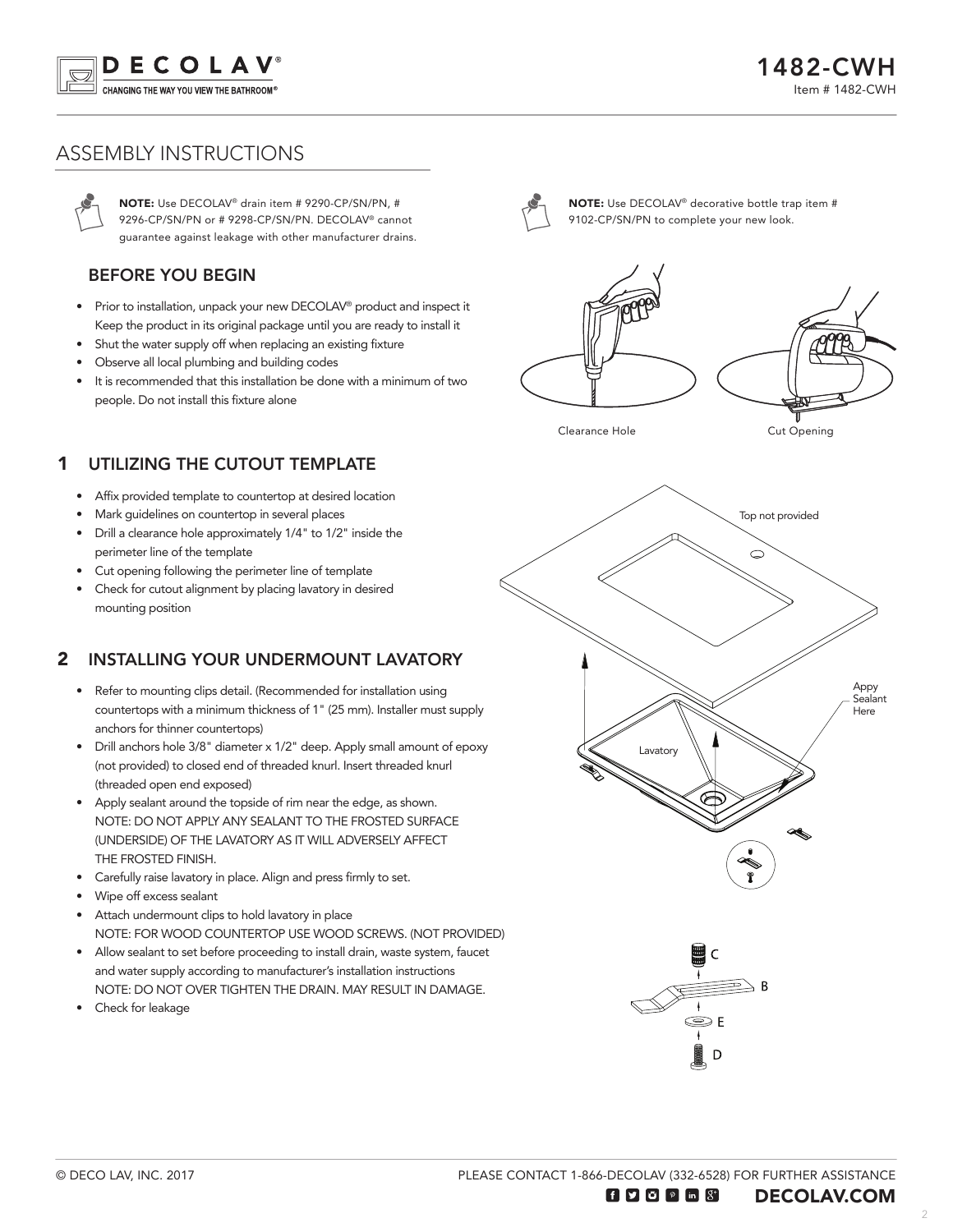# ASSEMBLY INSTRUCTIONS

**NOTE:** Use DECOLAV® drain item # 9290-CP/SN/PN, # 9296-CP/SN/PN or # 9298-CP/SN/PN. DECOLAV® cannot guarantee against leakage with other manufacturer drains.

**NOTE:** Use DECOLAV® decorative bottle trap item # 9102-CP/SN/PN to complete your new look.

## BEFORE YOU BEGIN

- Prior to installation, unpack your new DECOLAV® product and inspect it Keep the product in its original package until you are ready to install it
- Shut the water supply off when replacing an existing fixture
- Observe all local plumbing and building codes
- It is recommended that this installation be done with a minimum of two people. Do not install this fixture alone

Clearance Hole

Cut Opening

## 1 UTILIZING THE CUTOUT TEMPLATE

- Affix provided template to countertop at desired location
- Mark guidelines on countertop in several places
- Drill a clearance hole approximately 1/4" to 1/2" inside the perimeter line of the template
- Cut opening following the perimeter line of template
- Check for cutout alignment by placing lavatory in desired mounting position

## 2 INSTALLING YOUR UNDERMOUNT LAVATORY

- Refer to mounting clips detail. (Recommended for installation using countertops with a minimum thickness of 1" (25 mm). Installer must supply anchors for thinner countertops)
- Drill anchors hole 3/8" diameter x 1/2" deep. Apply small amount of epoxy (not provided) to closed end of threaded knurl. Insert threaded knurl (threaded open end exposed)
- Apply sealant around the topside of rim near the edge, as shown. NOTE: DO NOT APPLY ANY SEALANT TO THE FROSTED SURFACE (UNDERSIDE) OF THE LAVATORY AS IT WILL ADVERSELY AFFECT THE FROSTED FINISH.
- Carefully raise lavatory in place. Align and press firmly to set.
- Wipe off excess sealant
- Attach undermount clips to hold lavatory in place NOTE: FOR WOOD COUNTERTOP USE WOOD SCREWS. (NOT PROVIDED)
- Allow sealant to set before proceeding to install drain, waste system, faucet and water supply according to manufacturer's installation instructions NOTE: DO NOT OVER TIGHTEN THE DRAIN. MAY RESULT IN DAMAGE.
- Check for leakage

Top not provided

Appy Sealant Here

Lavatory

C

B

E

D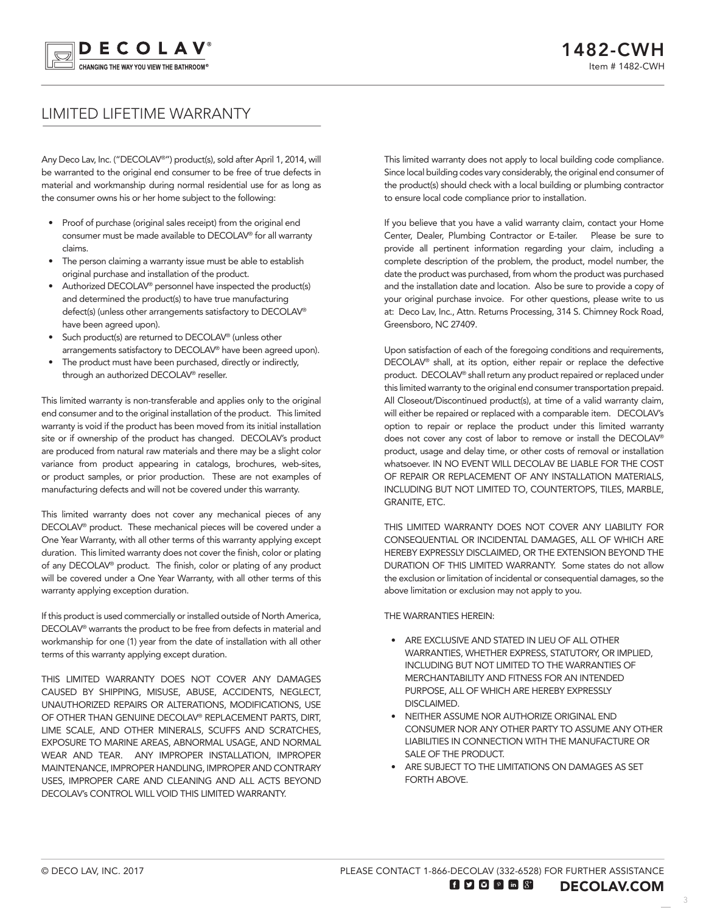# LIMITED LIFETIME WARRANTY

Any Deco Lav, Inc. ("DECOLAV®") product(s), sold after April 1, 2014, will be warranted to the original end consumer to be free of true defects in material and workmanship during normal residential use for as long as the consumer owns his or her home subject to the following:

- Proof of purchase (original sales receipt) from the original end consumer must be made available to DECOLAV® for all warranty claims.
- The person claiming a warranty issue must be able to establish original purchase and installation of the product.
- Authorized DECOLAV® personnel have inspected the product(s) and determined the product(s) to have true manufacturing defect(s) (unless other arrangements satisfactory to DECOLAV® have been agreed upon).
- Such product(s) are returned to DECOLAV® (unless other arrangements satisfactory to DECOLAV® have been agreed upon).
- The product must have been purchased, directly or indirectly, through an authorized DECOLAV® reseller.

This limited warranty is non-transferable and applies only to the original end consumer and to the original installation of the product. This limited warranty is void if the product has been moved from its initial installation site or if ownership of the product has changed. DECOLAV's product are produced from natural raw materials and there may be a slight color variance from product appearing in catalogs, brochures, web-sites, or product samples, or prior production. These are not examples of manufacturing defects and will not be covered under this warranty.

This limited warranty does not cover any mechanical pieces of any DECOLAV® product. These mechanical pieces will be covered under a One Year Warranty, with all other terms of this warranty applying except duration. This limited warranty does not cover the finish, color or plating of any DECOLAV® product. The finish, color or plating of any product will be covered under a One Year Warranty, with all other terms of this warranty applying exception duration.

If this product is used commercially or installed outside of North America, DECOLAV® warrants the product to be free from defects in material and workmanship for one (1) year from the date of installation with all other terms of this warranty applying except duration.

THIS LIMITED WARRANTY DOES NOT COVER ANY DAMAGES CAUSED BY SHIPPING, MISUSE, ABUSE, ACCIDENTS, NEGLECT, UNAUTHORIZED REPAIRS OR ALTERATIONS, MODIFICATIONS, USE OF OTHER THAN GENUINE DECOLAV® REPLACEMENT PARTS, DIRT, LIME SCALE, AND OTHER MINERALS, SCUFFS AND SCRATCHES, EXPOSURE TO MARINE AREAS, ABNORMAL USAGE, AND NORMAL WEAR AND TEAR. ANY IMPROPER INSTALLATION, IMPROPER MAINTENANCE, IMPROPER HANDLING, IMPROPER AND CONTRARY USES, IMPROPER CARE AND CLEANING AND ALL ACTS BEYOND DECOLAV's CONTROL WILL VOID THIS LIMITED WARRANTY.

This limited warranty does not apply to local building code compliance. Since local building codes vary considerably, the original end consumer of the product(s) should check with a local building or plumbing contractor to ensure local code compliance prior to installation.

If you believe that you have a valid warranty claim, contact your Home Center, Dealer, Plumbing Contractor or E-tailer. Please be sure to provide all pertinent information regarding your claim, including a complete description of the problem, the product, model number, the date the product was purchased, from whom the product was purchased and the installation date and location. Also be sure to provide a copy of your original purchase invoice. For other questions, please write to us at: Deco Lav, Inc., Attn. Returns Processing, 314 S. Chimney Rock Road, Greensboro, NC 27409.

Upon satisfaction of each of the foregoing conditions and requirements, DECOLAV® shall, at its option, either repair or replace the defective product. DECOLAV® shall return any product repaired or replaced under this limited warranty to the original end consumer transportation prepaid. All Closeout/Discontinued product(s), at time of a valid warranty claim, will either be repaired or replaced with a comparable item. DECOLAV's option to repair or replace the product under this limited warranty does not cover any cost of labor to remove or install the DECOLAV® product, usage and delay time, or other costs of removal or installation whatsoever. IN NO EVENT WILL DECOLAV BE LIABLE FOR THE COST OF REPAIR OR REPLACEMENT OF ANY INSTALLATION MATERIALS, INCLUDING BUT NOT LIMITED TO, COUNTERTOPS, TILES, MARBLE, GRANITE, ETC.

THIS LIMITED WARRANTY DOES NOT COVER ANY LIABILITY FOR CONSEQUENTIAL OR INCIDENTAL DAMAGES, ALL OF WHICH ARE HEREBY EXPRESSLY DISCLAIMED, OR THE EXTENSION BEYOND THE DURATION OF THIS LIMITED WARRANTY. Some states do not allow the exclusion or limitation of incidental or consequential damages, so the above limitation or exclusion may not apply to you.

THE WARRANTIES HEREIN:

- ARE EXCLUSIVE AND STATED IN LIEU OF ALL OTHER WARRANTIES, WHETHER EXPRESS, STATUTORY, OR IMPLIED, INCLUDING BUT NOT LIMITED TO THE WARRANTIES OF MERCHANTABILITY AND FITNESS FOR AN INTENDED PURPOSE, ALL OF WHICH ARE HEREBY EXPRESSLY DISCLAIMED.
- NEITHER ASSUME NOR AUTHORIZE ORIGINAL END CONSUMER NOR ANY OTHER PARTY TO ASSUME ANY OTHER LIABILITIES IN CONNECTION WITH THE MANUFACTURE OR SALE OF THE PRODUCT.
- ARE SUBJECT TO THE LIMITATIONS ON DAMAGES AS SET FORTH ABOVE.